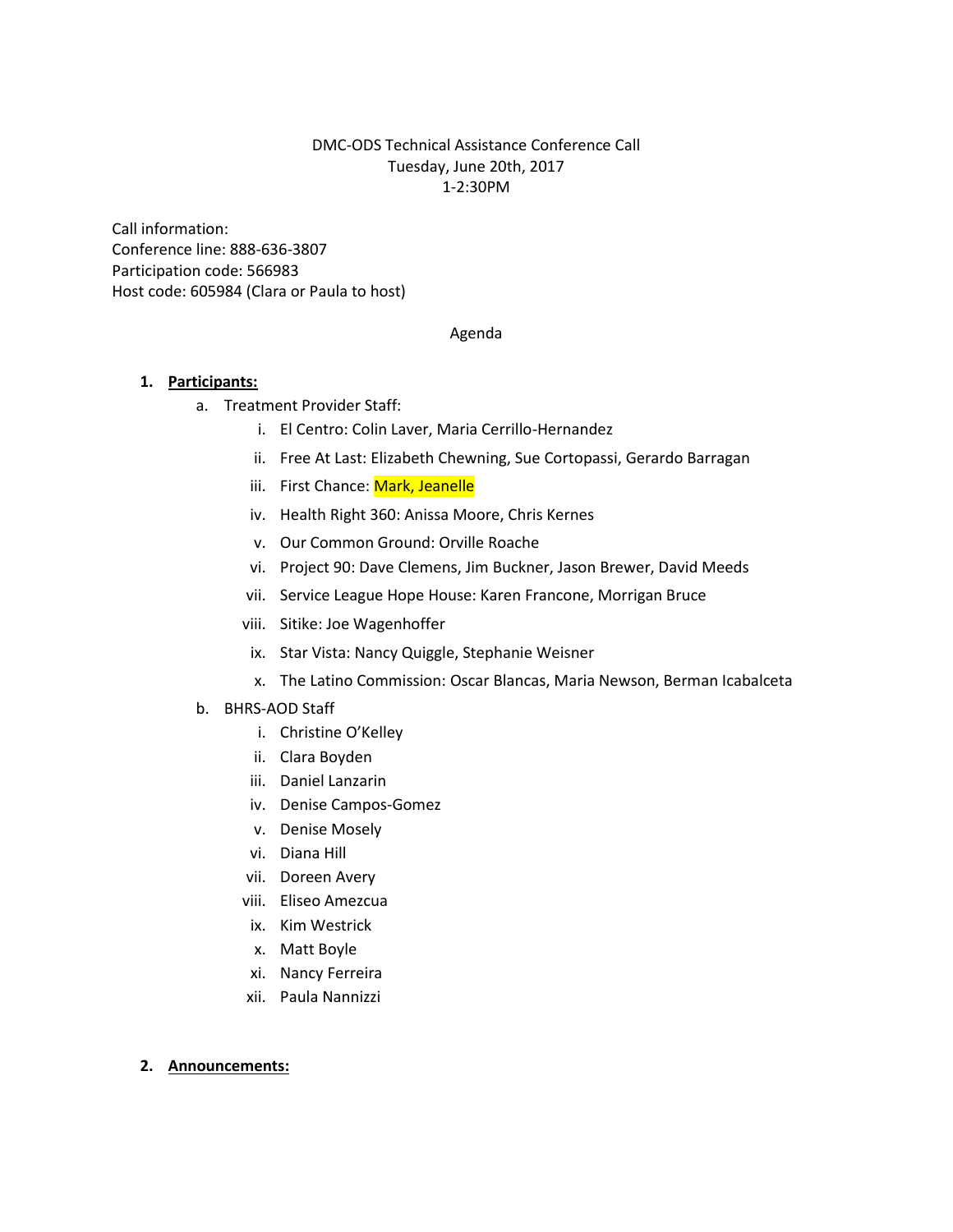DMC-ODS Technical Assistance Conference Call
Tuesday, June 20th, 2017
1-2:30PM

Call information:
Conference line: 888-636-3807
Participation code: 566983
Host code: 605984 (Clara or Paula to host)

Agenda

1. **Participants:**
    a. Treatment Provider Staff:
        i. El Centro: Colin Laver, Maria Cerrillo-Hernandez
        ii. Free At Last: Elizabeth Chewning, Sue Cortopassi, Gerardo Barragan
        iii. First Chance: Mark, Jeanelle
        iv. Health Right 360: Anissa Moore, Chris Kernes
        v. Our Common Ground: Orville Roache
        vi. Project 90: Dave Clemens, Jim Buckner, Jason Brewer, David Meeds
        vii. Service League Hope House: Karen Francone, Morrigan Bruce
        viii. Sitike: Joe Wagenhoffer
        ix. Star Vista: Nancy Quiggle, Stephanie Weisner
        x. The Latino Commission: Oscar Blancas, Maria Newson, Berman Icabalceta
    b. BHRS-AOD Staff
        i. Christine O'Kelley
        ii. Clara Boyden
        iii. Daniel Lanzarin
        iv. Denise Campos-Gomez
        v. Denise Mosely
        vi. Diana Hill
        vii. Doreen Avery
        viii. Eliseo Amezcua
        ix. Kim Westrick
        x. Matt Boyle
        xi. Nancy Ferreira
        xii. Paula Nannizzi

2. **Announcements:**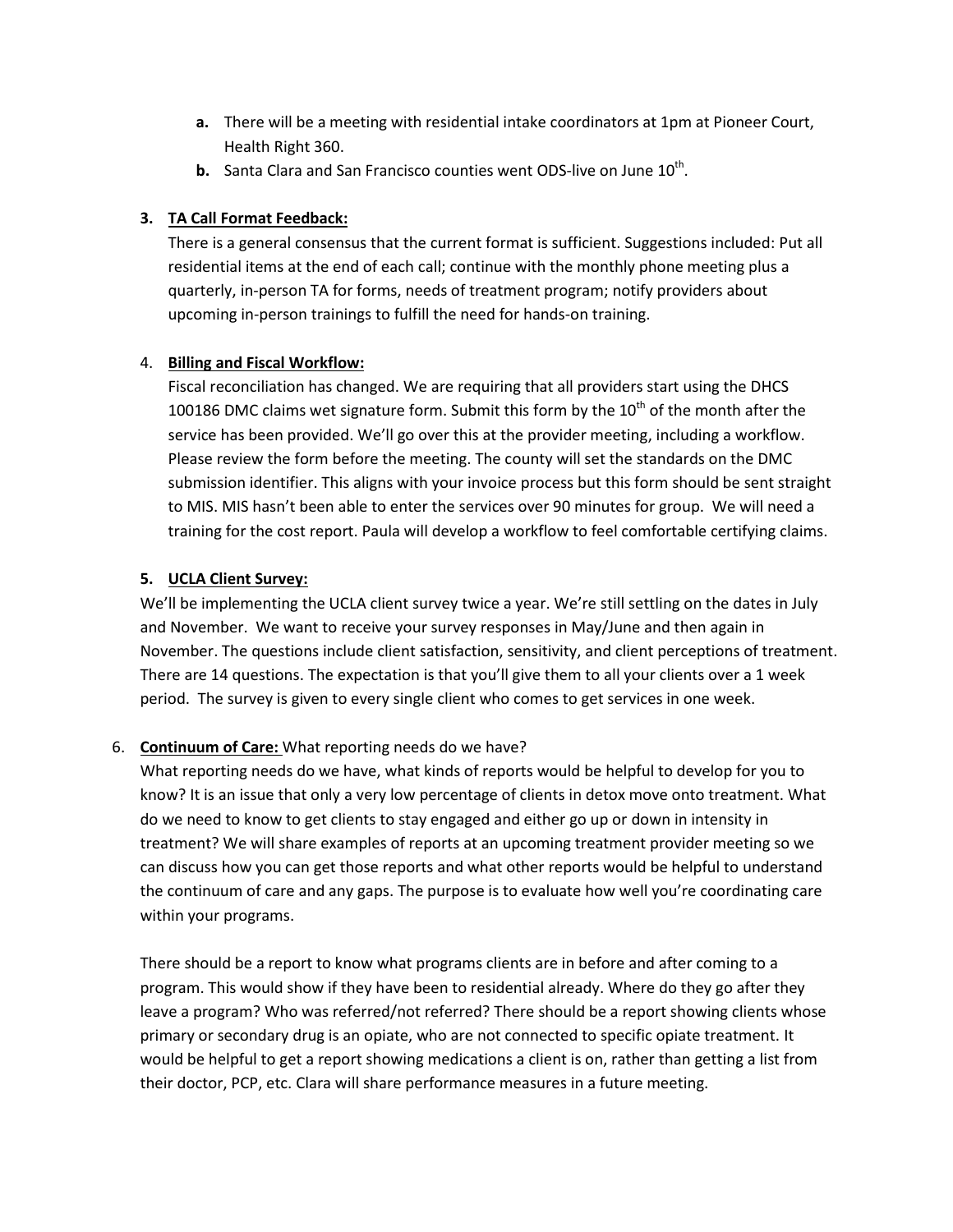a. There will be a meeting with residential intake coordinators at 1pm at Pioneer Court, Health Right 360.
   b. Santa Clara and San Francisco counties went ODS-live on June 10th.

3. **TA Call Format Feedback:**
   There is a general consensus that the current format is sufficient. Suggestions included: Put all residential items at the end of each call; continue with the monthly phone meeting plus a quarterly, in-person TA for forms, needs of treatment program; notify providers about upcoming in-person trainings to fulfill the need for hands-on training.

4. **Billing and Fiscal Workflow:**
   Fiscal reconciliation has changed. We are requiring that all providers start using the DHCS 100186 DMC claims wet signature form. Submit this form by the 10th of the month after the service has been provided. We'll go over this at the provider meeting, including a workflow. Please review the form before the meeting. The county will set the standards on the DMC submission identifier. This aligns with your invoice process but this form should be sent straight to MIS. MIS hasn't been able to enter the services over 90 minutes for group. We will need a training for the cost report. Paula will develop a workflow to feel comfortable certifying claims.

5. **UCLA Client Survey:**
   We'll be implementing the UCLA client survey twice a year. We're still settling on the dates in July and November. We want to receive your survey responses in May/June and then again in November. The questions include client satisfaction, sensitivity, and client perceptions of treatment. There are 14 questions. The expectation is that you'll give them to all your clients over a 1 week period. The survey is given to every single client who comes to get services in one week.

6. **Continuum of Care:** What reporting needs do we have?
   What reporting needs do we have, what kinds of reports would be helpful to develop for you to know? It is an issue that only a very low percentage of clients in detox move onto treatment. What do we need to know to get clients to stay engaged and either go up or down in intensity in treatment? We will share examples of reports at an upcoming treatment provider meeting so we can discuss how you can get those reports and what other reports would be helpful to understand the continuum of care and any gaps. The purpose is to evaluate how well you're coordinating care within your programs.

   There should be a report to know what programs clients are in before and after coming to a program. This would show if they have been to residential already. Where do they go after they leave a program? Who was referred/not referred? There should be a report showing clients whose primary or secondary drug is an opiate, who are not connected to specific opiate treatment. It would be helpful to get a report showing medications a client is on, rather than getting a list from their doctor, PCP, etc. Clara will share performance measures in a future meeting.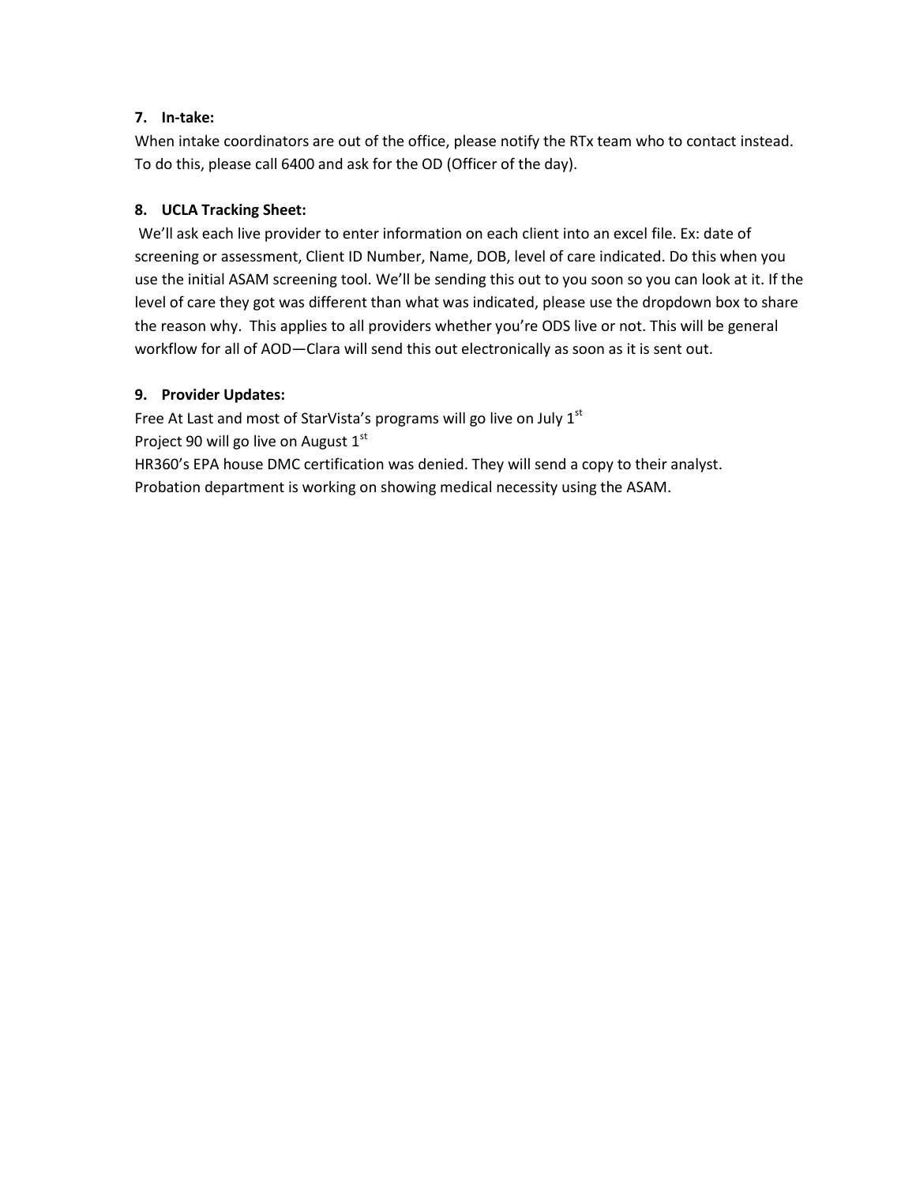7. **In-take:**

When intake coordinators are out of the office, please notify the RTx team who to contact instead. To do this, please call 6400 and ask for the OD (Officer of the day).

8. **UCLA Tracking Sheet:**

We'll ask each live provider to enter information on each client into an excel file. Ex: date of screening or assessment, Client ID Number, Name, DOB, level of care indicated. Do this when you use the initial ASAM screening tool. We'll be sending this out to you soon so you can look at it. If the level of care they got was different than what was indicated, please use the dropdown box to share the reason why. This applies to all providers whether you're ODS live or not. This will be general workflow for all of AOD—Clara will send this out electronically as soon as it is sent out.

9. **Provider Updates:**

Free At Last and most of StarVista's programs will go live on July 1st
Project 90 will go live on August 1st
HR360's EPA house DMC certification was denied. They will send a copy to their analyst.
Probation department is working on showing medical necessity using the ASAM.